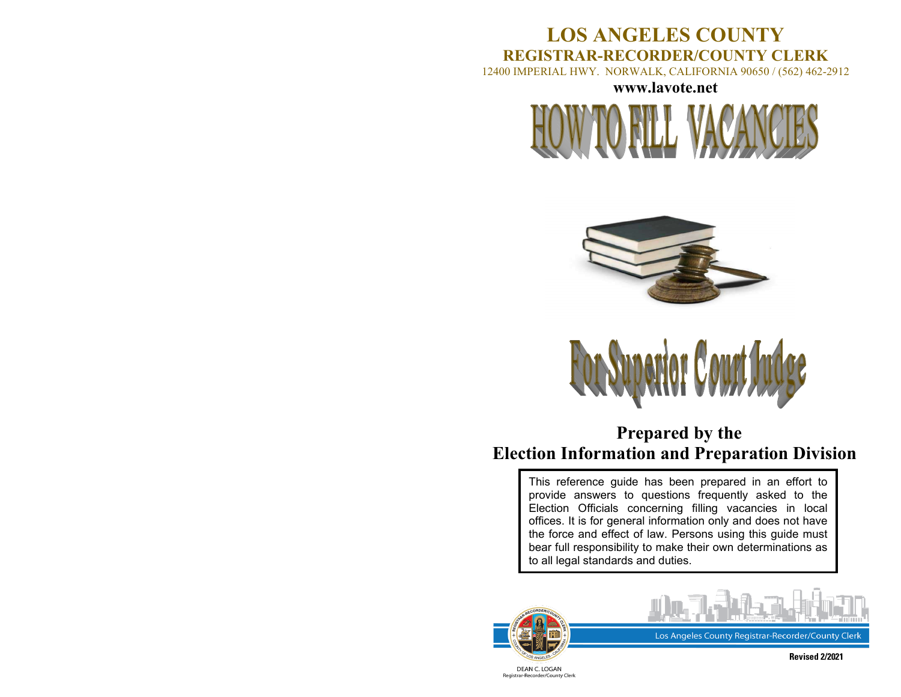# LOS ANGELES COUNTY

## REGISTRAR-RECORDER/COUNTY CLERK

12400 IMPERIAL HWY. NORWALK, CALIFORNIA 90650 / (562) 462-2912

**www.lavote.net**

# HOW TO FILL VACANCIES

# For Superior Court Judge

## Prepared by the Election Information and Preparation Division

This reference guide has been prepared in an effort to provide answers to questions frequently asked to the Election Officials concerning filling vacancies in local offices. It is for general information only and does not have the force and effect of law. Persons using this guide must bear full responsibility to make their own determinations as to all legal standards and duties.

Los Angeles County Registrar-Recorder/County Clerk

DEAN C. LOGAN
Registrar-Recorder/County Clerk

**Revised 2/2021**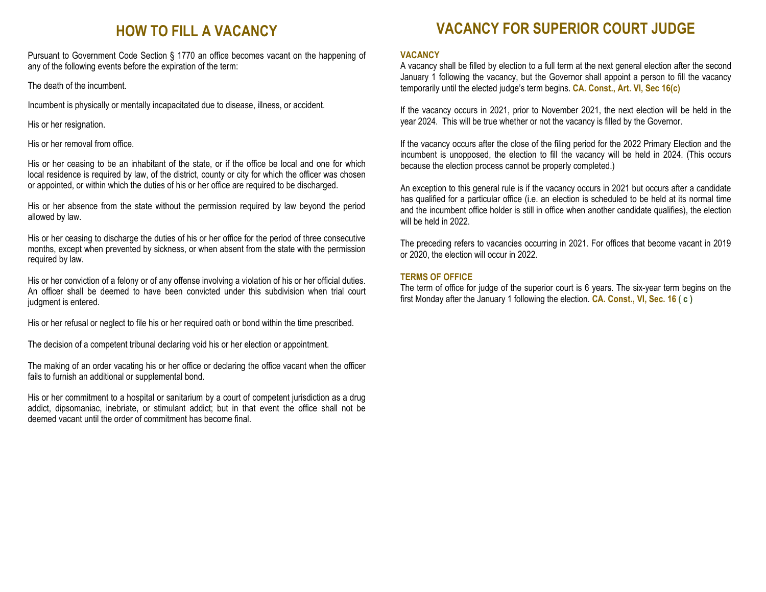# HOW TO FILL A VACANCY

Pursuant to Government Code Section § 1770 an office becomes vacant on the happening of any of the following events before the expiration of the term:

The death of the incumbent.

Incumbent is physically or mentally incapacitated due to disease, illness, or accident.

His or her resignation.

His or her removal from office.

His or her ceasing to be an inhabitant of the state, or if the office be local and one for which local residence is required by law, of the district, county or city for which the officer was chosen or appointed, or within which the duties of his or her office are required to be discharged.

His or her absence from the state without the permission required by law beyond the period allowed by law.

His or her ceasing to discharge the duties of his or her office for the period of three consecutive months, except when prevented by sickness, or when absent from the state with the permission required by law.

His or her conviction of a felony or of any offense involving a violation of his or her official duties. An officer shall be deemed to have been convicted under this subdivision when trial court judgment is entered.

His or her refusal or neglect to file his or her required oath or bond within the time prescribed.

The decision of a competent tribunal declaring void his or her election or appointment.

The making of an order vacating his or her office or declaring the office vacant when the officer fails to furnish an additional or supplemental bond.

His or her commitment to a hospital or sanitarium by a court of competent jurisdiction as a drug addict, dipsomaniac, inebriate, or stimulant addict; but in that event the office shall not be deemed vacant until the order of commitment has become final.

# VACANCY FOR SUPERIOR COURT JUDGE

### VACANCY

A vacancy shall be filled by election to a full term at the next general election after the second January 1 following the vacancy, but the Governor shall appoint a person to fill the vacancy temporarily until the elected judge's term begins. **CA. Const., Art. VI, Sec 16(c)**

If the vacancy occurs in 2021, prior to November 2021, the next election will be held in the year 2024. This will be true whether or not the vacancy is filled by the Governor.

If the vacancy occurs after the close of the filing period for the 2022 Primary Election and the incumbent is unopposed, the election to fill the vacancy will be held in 2024. (This occurs because the election process cannot be properly completed.)

An exception to this general rule is if the vacancy occurs in 2021 but occurs after a candidate has qualified for a particular office (i.e. an election is scheduled to be held at its normal time and the incumbent office holder is still in office when another candidate qualifies), the election will be held in 2022.

The preceding refers to vacancies occurring in 2021. For offices that become vacant in 2019 or 2020, the election will occur in 2022.

### TERMS OF OFFICE

The term of office for judge of the superior court is 6 years. The six-year term begins on the first Monday after the January 1 following the election. **CA. Const., VI, Sec. 16 ( c )**